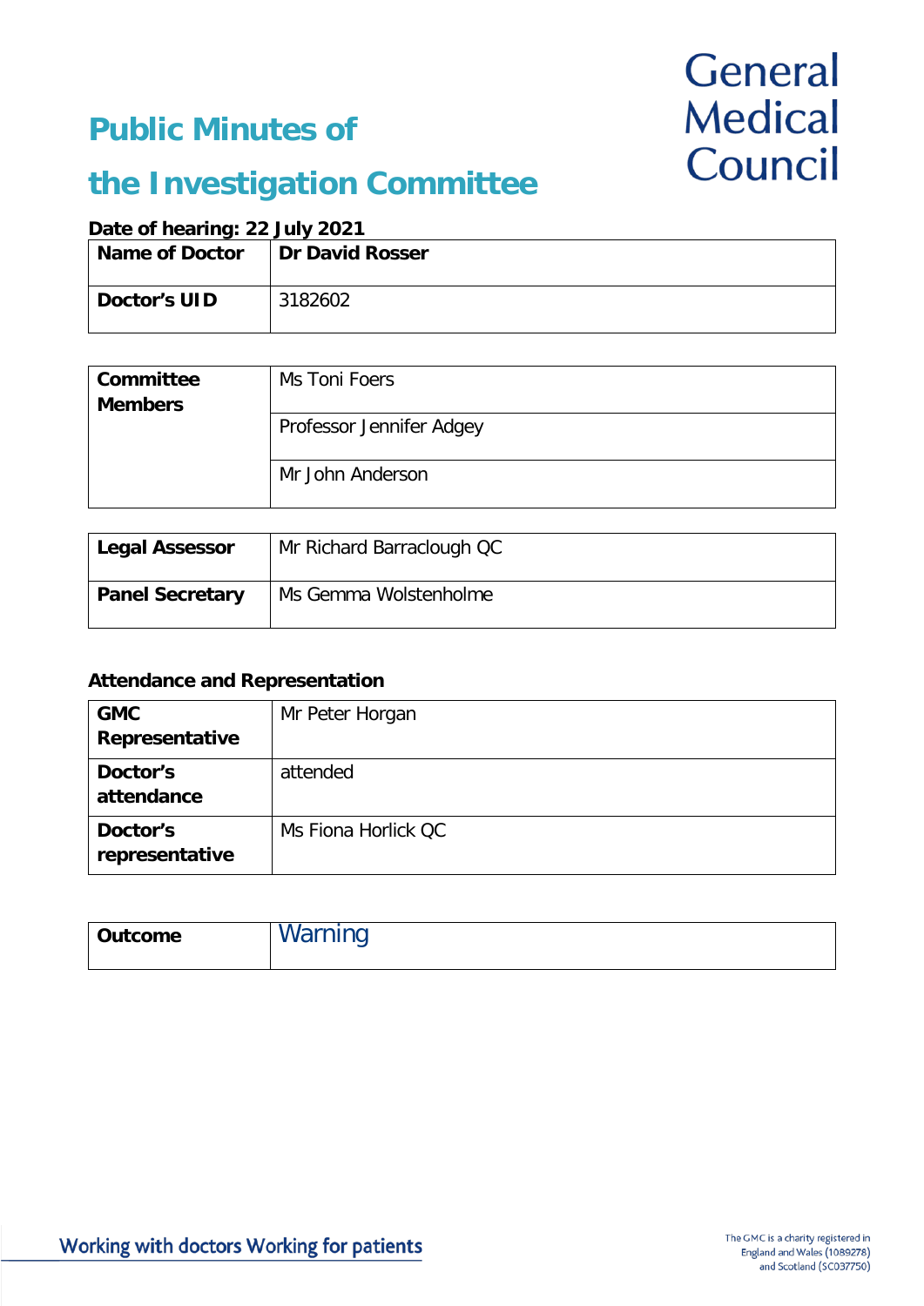# Public Minutes of the Investigation Committee

General Medical Council

**Date of hearing: 22 July 2021**

| **Name of Doctor** | **Dr David Rosser** |
|---|---|
| **Doctor's UID** | 3182602 |

| **Committee Members** | Ms Toni Foers |
|---|---|
| | Professor Jennifer Adgey |
| | Mr John Anderson |

| **Legal Assessor** | Mr Richard Barraclough QC |
|---|---|
| **Panel Secretary** | Ms Gemma Wolstenholme |

**Attendance and Representation**

| **GMC Representative** | Mr Peter Horgan |
|---|---|
| **Doctor's attendance** | attended |
| **Doctor's representative** | Ms Fiona Horlick QC |

| **Outcome** | Warning |
|---|---|

Working with doctors Working for patients

The GMC is a charity registered in England and Wales (1089278) and Scotland (SC037750)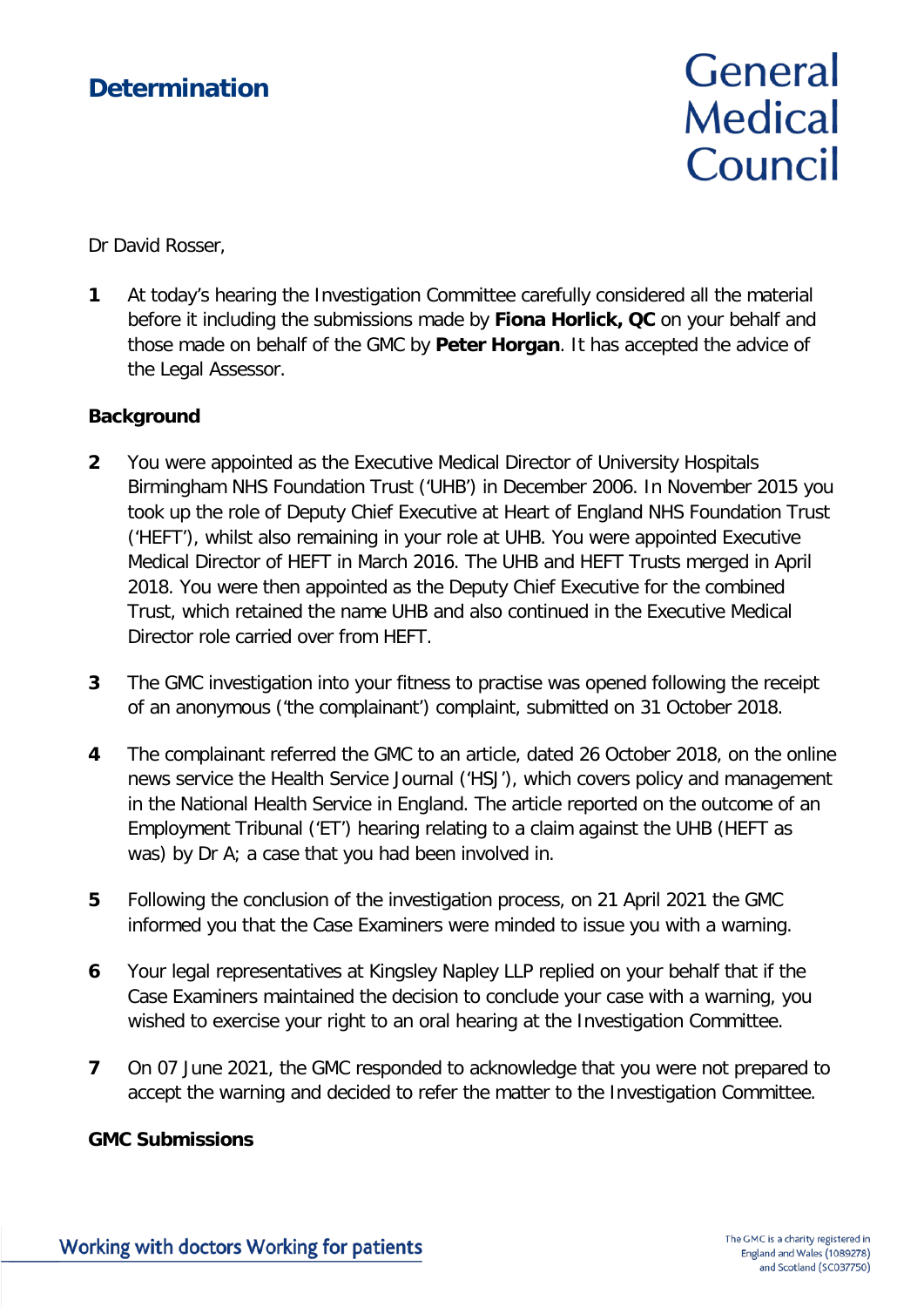# Determination

**General Medical Council**

Dr David Rosser,

**1** At today's hearing the Investigation Committee carefully considered all the material before it including the submissions made by **Fiona Horlick, QC** on your behalf and those made on behalf of the GMC by **Peter Horgan**. It has accepted the advice of the Legal Assessor.

## Background

**2** You were appointed as the Executive Medical Director of University Hospitals Birmingham NHS Foundation Trust ('UHB') in December 2006. In November 2015 you took up the role of Deputy Chief Executive at Heart of England NHS Foundation Trust ('HEFT'), whilst also remaining in your role at UHB. You were appointed Executive Medical Director of HEFT in March 2016. The UHB and HEFT Trusts merged in April 2018. You were then appointed as the Deputy Chief Executive for the combined Trust, which retained the name UHB and also continued in the Executive Medical Director role carried over from HEFT.

**3** The GMC investigation into your fitness to practise was opened following the receipt of an anonymous ('the complainant') complaint, submitted on 31 October 2018.

**4** The complainant referred the GMC to an article, dated 26 October 2018, on the online news service the Health Service Journal ('HSJ'), which covers policy and management in the National Health Service in England. The article reported on the outcome of an Employment Tribunal ('ET') hearing relating to a claim against the UHB (HEFT as was) by Dr A; a case that you had been involved in.

**5** Following the conclusion of the investigation process, on 21 April 2021 the GMC informed you that the Case Examiners were minded to issue you with a warning.

**6** Your legal representatives at Kingsley Napley LLP replied on your behalf that if the Case Examiners maintained the decision to conclude your case with a warning, you wished to exercise your right to an oral hearing at the Investigation Committee.

**7** On 07 June 2021, the GMC responded to acknowledge that you were not prepared to accept the warning and decided to refer the matter to the Investigation Committee.

## GMC Submissions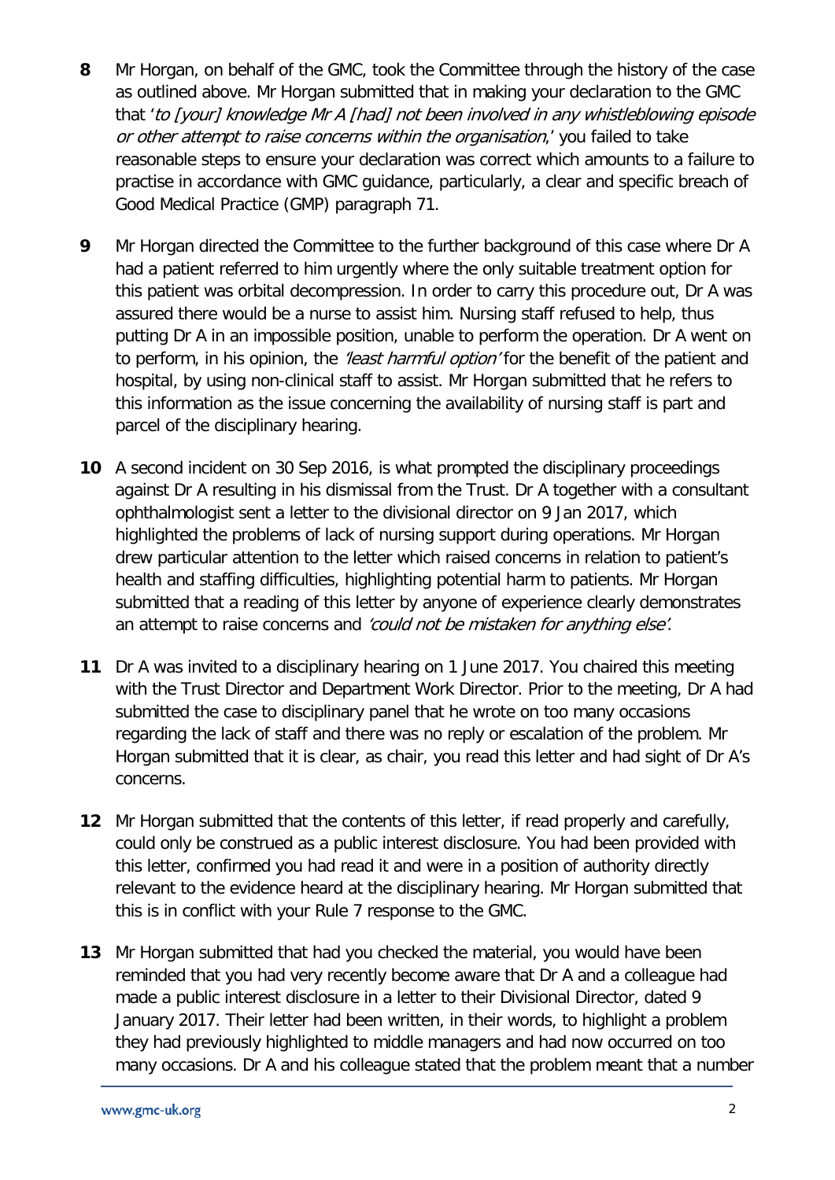**8** Mr Horgan, on behalf of the GMC, took the Committee through the history of the case as outlined above. Mr Horgan submitted that in making your declaration to the GMC that '*to [your] knowledge Mr A [had] not been involved in any whistleblowing episode or other attempt to raise concerns within the organisation*,' you failed to take reasonable steps to ensure your declaration was correct which amounts to a failure to practise in accordance with GMC guidance, particularly, a clear and specific breach of Good Medical Practice (GMP) paragraph 71.

**9** Mr Horgan directed the Committee to the further background of this case where Dr A had a patient referred to him urgently where the only suitable treatment option for this patient was orbital decompression. In order to carry this procedure out, Dr A was assured there would be a nurse to assist him. Nursing staff refused to help, thus putting Dr A in an impossible position, unable to perform the operation. Dr A went on to perform, in his opinion, the *'least harmful option'* for the benefit of the patient and hospital, by using non-clinical staff to assist. Mr Horgan submitted that he refers to this information as the issue concerning the availability of nursing staff is part and parcel of the disciplinary hearing.

**10** A second incident on 30 Sep 2016, is what prompted the disciplinary proceedings against Dr A resulting in his dismissal from the Trust. Dr A together with a consultant ophthalmologist sent a letter to the divisional director on 9 Jan 2017, which highlighted the problems of lack of nursing support during operations. Mr Horgan drew particular attention to the letter which raised concerns in relation to patient's health and staffing difficulties, highlighting potential harm to patients. Mr Horgan submitted that a reading of this letter by anyone of experience clearly demonstrates an attempt to raise concerns and *'could not be mistaken for anything else'*.

**11** Dr A was invited to a disciplinary hearing on 1 June 2017. You chaired this meeting with the Trust Director and Department Work Director. Prior to the meeting, Dr A had submitted the case to disciplinary panel that he wrote on too many occasions regarding the lack of staff and there was no reply or escalation of the problem. Mr Horgan submitted that it is clear, as chair, you read this letter and had sight of Dr A's concerns.

**12** Mr Horgan submitted that the contents of this letter, if read properly and carefully, could only be construed as a public interest disclosure. You had been provided with this letter, confirmed you had read it and were in a position of authority directly relevant to the evidence heard at the disciplinary hearing. Mr Horgan submitted that this is in conflict with your Rule 7 response to the GMC.

**13** Mr Horgan submitted that had you checked the material, you would have been reminded that you had very recently become aware that Dr A and a colleague had made a public interest disclosure in a letter to their Divisional Director, dated 9 January 2017. Their letter had been written, in their words, to highlight a problem they had previously highlighted to middle managers and had now occurred on too many occasions. Dr A and his colleague stated that the problem meant that a number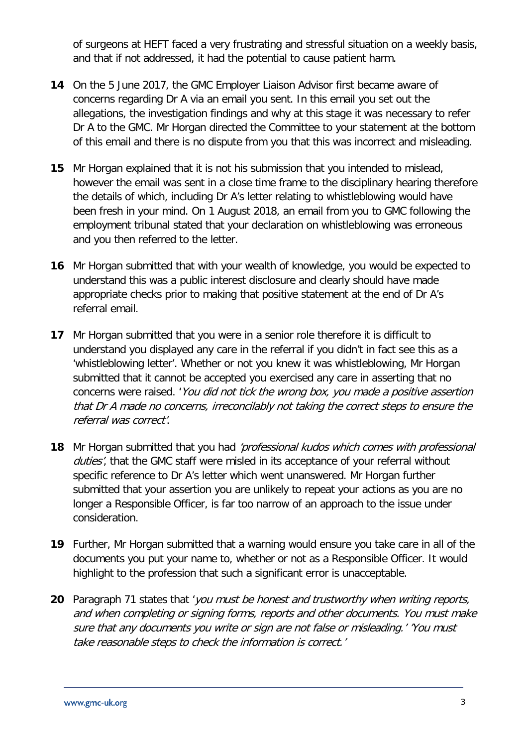of surgeons at HEFT faced a very frustrating and stressful situation on a weekly basis, and that if not addressed, it had the potential to cause patient harm.

**14** On the 5 June 2017, the GMC Employer Liaison Advisor first became aware of concerns regarding Dr A via an email you sent. In this email you set out the allegations, the investigation findings and why at this stage it was necessary to refer Dr A to the GMC. Mr Horgan directed the Committee to your statement at the bottom of this email and there is no dispute from you that this was incorrect and misleading.

**15** Mr Horgan explained that it is not his submission that you intended to mislead, however the email was sent in a close time frame to the disciplinary hearing therefore the details of which, including Dr A's letter relating to whistleblowing would have been fresh in your mind. On 1 August 2018, an email from you to GMC following the employment tribunal stated that your declaration on whistleblowing was erroneous and you then referred to the letter.

**16** Mr Horgan submitted that with your wealth of knowledge, you would be expected to understand this was a public interest disclosure and clearly should have made appropriate checks prior to making that positive statement at the end of Dr A's referral email.

**17** Mr Horgan submitted that you were in a senior role therefore it is difficult to understand you displayed any care in the referral if you didn't in fact see this as a 'whistleblowing letter'. Whether or not you knew it was whistleblowing, Mr Horgan submitted that it cannot be accepted you exercised any care in asserting that no concerns were raised. '*You did not tick the wrong box, you made a positive assertion that Dr A made no concerns, irreconcilably not taking the correct steps to ensure the referral was correct'*.

**18** Mr Horgan submitted that you had *'professional kudos which comes with professional duties'*, that the GMC staff were misled in its acceptance of your referral without specific reference to Dr A's letter which went unanswered. Mr Horgan further submitted that your assertion you are unlikely to repeat your actions as you are no longer a Responsible Officer, is far too narrow of an approach to the issue under consideration.

**19** Further, Mr Horgan submitted that a warning would ensure you take care in all of the documents you put your name to, whether or not as a Responsible Officer. It would highlight to the profession that such a significant error is unacceptable.

**20** Paragraph 71 states that '*you must be honest and trustworthy when writing reports, and when completing or signing forms, reports and other documents. You must make sure that any documents you write or sign are not false or misleading.' 'You must take reasonable steps to check the information is correct.'*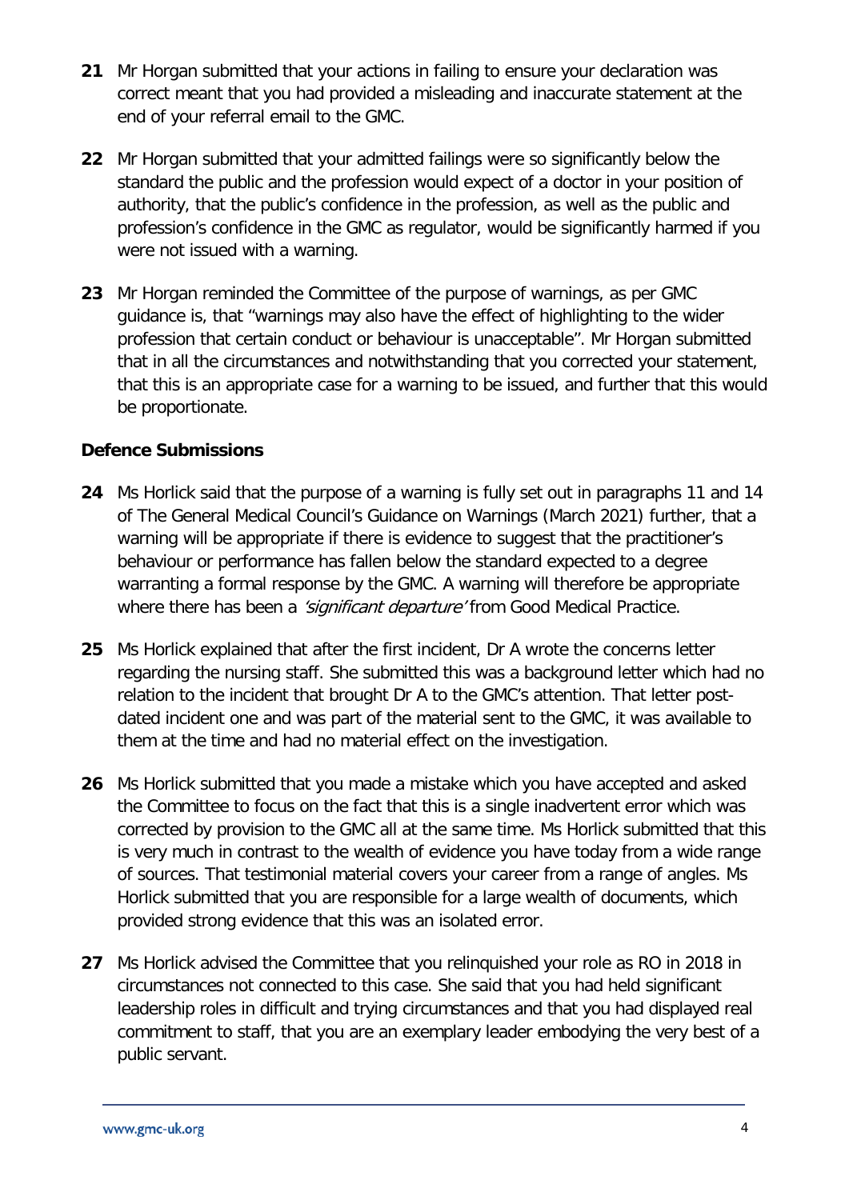**21** Mr Horgan submitted that your actions in failing to ensure your declaration was correct meant that you had provided a misleading and inaccurate statement at the end of your referral email to the GMC.

**22** Mr Horgan submitted that your admitted failings were so significantly below the standard the public and the profession would expect of a doctor in your position of authority, that the public's confidence in the profession, as well as the public and profession's confidence in the GMC as regulator, would be significantly harmed if you were not issued with a warning.

**23** Mr Horgan reminded the Committee of the purpose of warnings, as per GMC guidance is, that "warnings may also have the effect of highlighting to the wider profession that certain conduct or behaviour is unacceptable". Mr Horgan submitted that in all the circumstances and notwithstanding that you corrected your statement, that this is an appropriate case for a warning to be issued, and further that this would be proportionate.

### Defence Submissions

**24** Ms Horlick said that the purpose of a warning is fully set out in paragraphs 11 and 14 of The General Medical Council's Guidance on Warnings (March 2021) further, that a warning will be appropriate if there is evidence to suggest that the practitioner's behaviour or performance has fallen below the standard expected to a degree warranting a formal response by the GMC. A warning will therefore be appropriate where there has been a *'significant departure'* from Good Medical Practice.

**25** Ms Horlick explained that after the first incident, Dr A wrote the concerns letter regarding the nursing staff. She submitted this was a background letter which had no relation to the incident that brought Dr A to the GMC's attention. That letter post-dated incident one and was part of the material sent to the GMC, it was available to them at the time and had no material effect on the investigation.

**26** Ms Horlick submitted that you made a mistake which you have accepted and asked the Committee to focus on the fact that this is a single inadvertent error which was corrected by provision to the GMC all at the same time. Ms Horlick submitted that this is very much in contrast to the wealth of evidence you have today from a wide range of sources. That testimonial material covers your career from a range of angles. Ms Horlick submitted that you are responsible for a large wealth of documents, which provided strong evidence that this was an isolated error.

**27** Ms Horlick advised the Committee that you relinquished your role as RO in 2018 in circumstances not connected to this case. She said that you had held significant leadership roles in difficult and trying circumstances and that you had displayed real commitment to staff, that you are an exemplary leader embodying the very best of a public servant.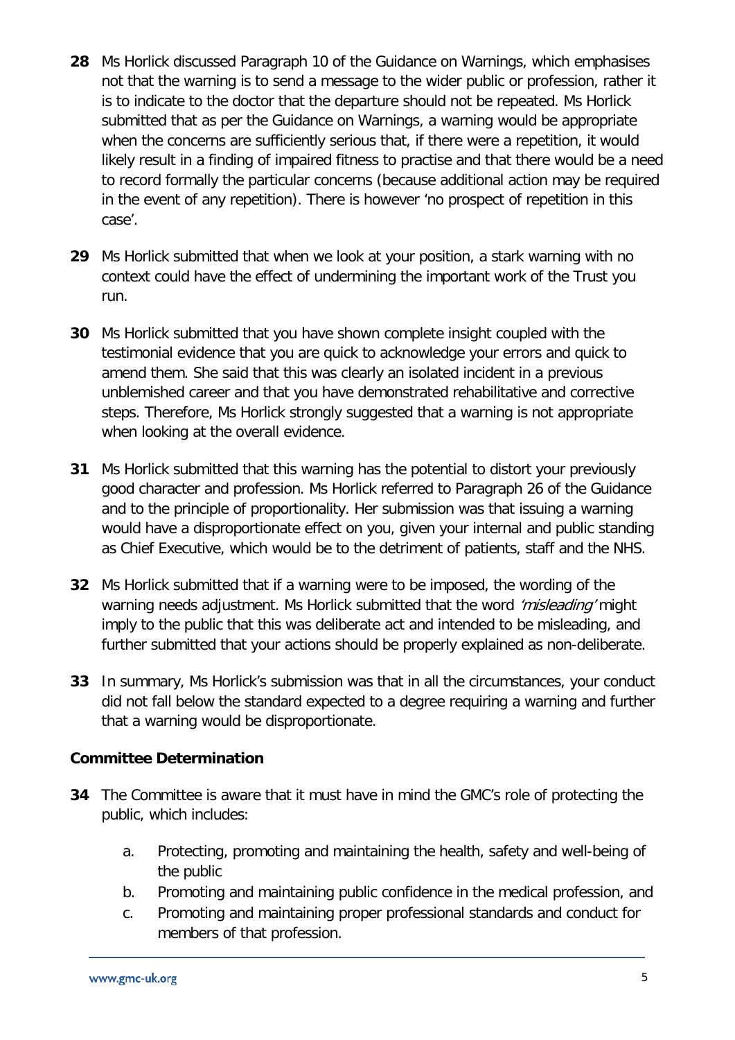**28** Ms Horlick discussed Paragraph 10 of the Guidance on Warnings, which emphasises not that the warning is to send a message to the wider public or profession, rather it is to indicate to the doctor that the departure should not be repeated. Ms Horlick submitted that as per the Guidance on Warnings, a warning would be appropriate when the concerns are sufficiently serious that, if there were a repetition, it would likely result in a finding of impaired fitness to practise and that there would be a need to record formally the particular concerns (because additional action may be required in the event of any repetition). There is however 'no prospect of repetition in this case'.

**29** Ms Horlick submitted that when we look at your position, a stark warning with no context could have the effect of undermining the important work of the Trust you run.

**30** Ms Horlick submitted that you have shown complete insight coupled with the testimonial evidence that you are quick to acknowledge your errors and quick to amend them. She said that this was clearly an isolated incident in a previous unblemished career and that you have demonstrated rehabilitative and corrective steps. Therefore, Ms Horlick strongly suggested that a warning is not appropriate when looking at the overall evidence.

**31** Ms Horlick submitted that this warning has the potential to distort your previously good character and profession. Ms Horlick referred to Paragraph 26 of the Guidance and to the principle of proportionality. Her submission was that issuing a warning would have a disproportionate effect on you, given your internal and public standing as Chief Executive, which would be to the detriment of patients, staff and the NHS.

**32** Ms Horlick submitted that if a warning were to be imposed, the wording of the warning needs adjustment. Ms Horlick submitted that the word *'misleading'* might imply to the public that this was deliberate act and intended to be misleading, and further submitted that your actions should be properly explained as non-deliberate.

**33** In summary, Ms Horlick's submission was that in all the circumstances, your conduct did not fall below the standard expected to a degree requiring a warning and further that a warning would be disproportionate.

## Committee Determination

**34** The Committee is aware that it must have in mind the GMC's role of protecting the public, which includes:

a. Protecting, promoting and maintaining the health, safety and well-being of the public
b. Promoting and maintaining public confidence in the medical profession, and
c. Promoting and maintaining proper professional standards and conduct for members of that profession.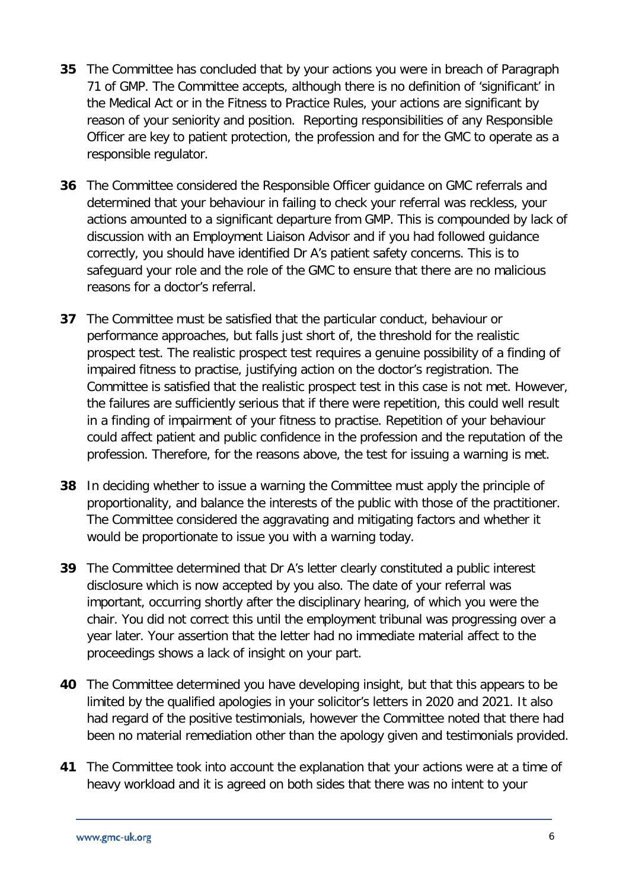**35** The Committee has concluded that by your actions you were in breach of Paragraph 71 of GMP. The Committee accepts, although there is no definition of 'significant' in the Medical Act or in the Fitness to Practice Rules, your actions are significant by reason of your seniority and position. Reporting responsibilities of any Responsible Officer are key to patient protection, the profession and for the GMC to operate as a responsible regulator.

**36** The Committee considered the Responsible Officer guidance on GMC referrals and determined that your behaviour in failing to check your referral was reckless, your actions amounted to a significant departure from GMP. This is compounded by lack of discussion with an Employment Liaison Advisor and if you had followed guidance correctly, you should have identified Dr A's patient safety concerns. This is to safeguard your role and the role of the GMC to ensure that there are no malicious reasons for a doctor's referral.

**37** The Committee must be satisfied that the particular conduct, behaviour or performance approaches, but falls just short of, the threshold for the realistic prospect test. The realistic prospect test requires a genuine possibility of a finding of impaired fitness to practise, justifying action on the doctor's registration. The Committee is satisfied that the realistic prospect test in this case is not met. However, the failures are sufficiently serious that if there were repetition, this could well result in a finding of impairment of your fitness to practise. Repetition of your behaviour could affect patient and public confidence in the profession and the reputation of the profession. Therefore, for the reasons above, the test for issuing a warning is met.

**38** In deciding whether to issue a warning the Committee must apply the principle of proportionality, and balance the interests of the public with those of the practitioner. The Committee considered the aggravating and mitigating factors and whether it would be proportionate to issue you with a warning today.

**39** The Committee determined that Dr A's letter clearly constituted a public interest disclosure which is now accepted by you also. The date of your referral was important, occurring shortly after the disciplinary hearing, of which you were the chair. You did not correct this until the employment tribunal was progressing over a year later. Your assertion that the letter had no immediate material affect to the proceedings shows a lack of insight on your part.

**40** The Committee determined you have developing insight, but that this appears to be limited by the qualified apologies in your solicitor's letters in 2020 and 2021. It also had regard of the positive testimonials, however the Committee noted that there had been no material remediation other than the apology given and testimonials provided.

**41** The Committee took into account the explanation that your actions were at a time of heavy workload and it is agreed on both sides that there was no intent to your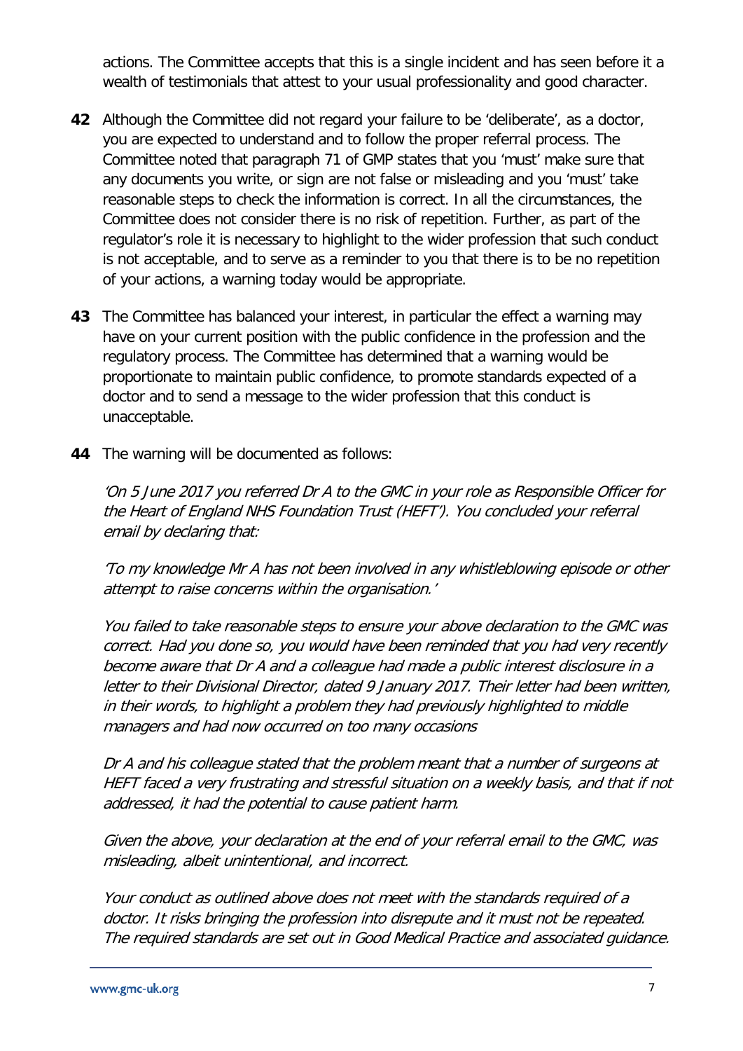actions. The Committee accepts that this is a single incident and has seen before it a wealth of testimonials that attest to your usual professionality and good character.

**42** Although the Committee did not regard your failure to be 'deliberate', as a doctor, you are expected to understand and to follow the proper referral process. The Committee noted that paragraph 71 of GMP states that you 'must' make sure that any documents you write, or sign are not false or misleading and you 'must' take reasonable steps to check the information is correct. In all the circumstances, the Committee does not consider there is no risk of repetition. Further, as part of the regulator's role it is necessary to highlight to the wider profession that such conduct is not acceptable, and to serve as a reminder to you that there is to be no repetition of your actions, a warning today would be appropriate.

**43** The Committee has balanced your interest, in particular the effect a warning may have on your current position with the public confidence in the profession and the regulatory process. The Committee has determined that a warning would be proportionate to maintain public confidence, to promote standards expected of a doctor and to send a message to the wider profession that this conduct is unacceptable.

**44** The warning will be documented as follows:

*'On 5 June 2017 you referred Dr A to the GMC in your role as Responsible Officer for the Heart of England NHS Foundation Trust (HEFT'). You concluded your referral email by declaring that:*

*'To my knowledge Mr A has not been involved in any whistleblowing episode or other attempt to raise concerns within the organisation.'*

*You failed to take reasonable steps to ensure your above declaration to the GMC was correct. Had you done so, you would have been reminded that you had very recently become aware that Dr A and a colleague had made a public interest disclosure in a letter to their Divisional Director, dated 9 January 2017. Their letter had been written, in their words, to highlight a problem they had previously highlighted to middle managers and had now occurred on too many occasions*

*Dr A and his colleague stated that the problem meant that a number of surgeons at HEFT faced a very frustrating and stressful situation on a weekly basis, and that if not addressed, it had the potential to cause patient harm.*

*Given the above, your declaration at the end of your referral email to the GMC, was misleading, albeit unintentional, and incorrect.*

*Your conduct as outlined above does not meet with the standards required of a doctor. It risks bringing the profession into disrepute and it must not be repeated. The required standards are set out in Good Medical Practice and associated guidance.*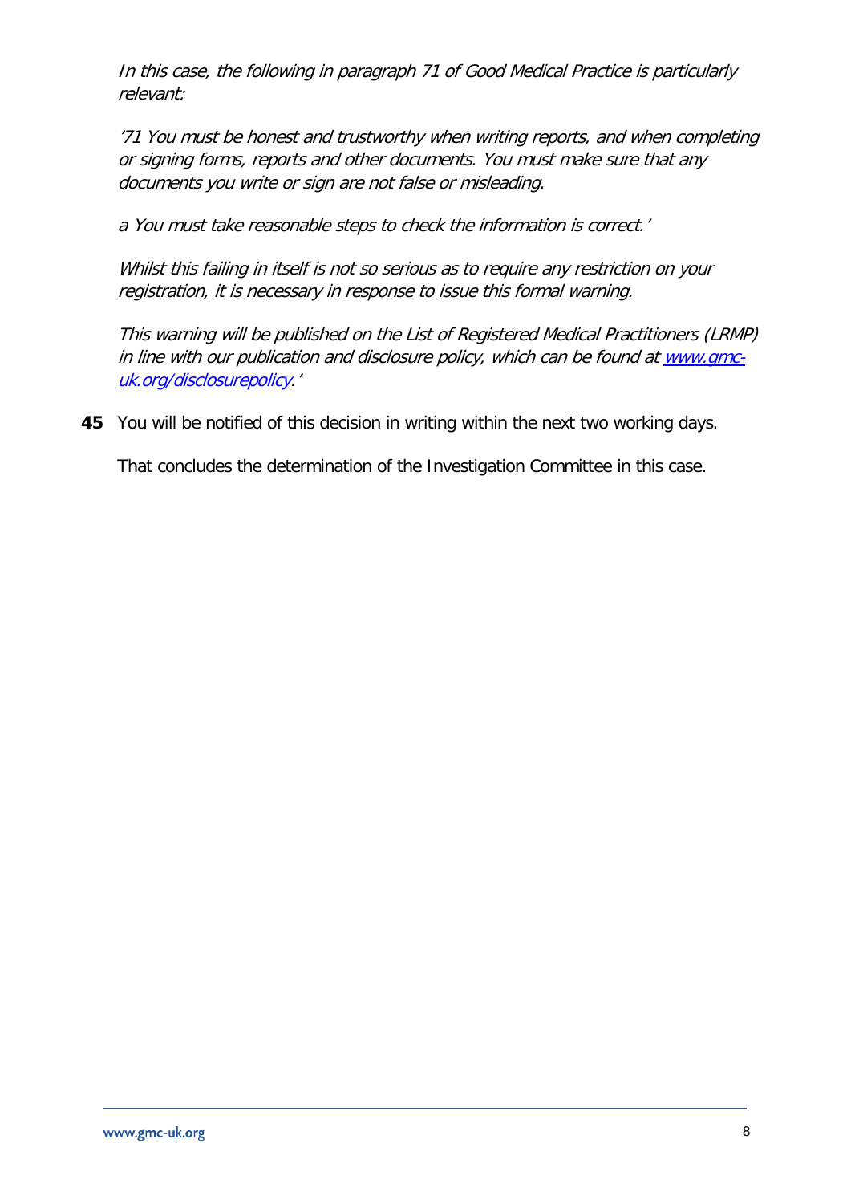*In this case, the following in paragraph 71 of Good Medical Practice is particularly relevant:*

*'71 You must be honest and trustworthy when writing reports, and when completing or signing forms, reports and other documents. You must make sure that any documents you write or sign are not false or misleading.*

*a You must take reasonable steps to check the information is correct.'*

*Whilst this failing in itself is not so serious as to require any restriction on your registration, it is necessary in response to issue this formal warning.*

*This warning will be published on the List of Registered Medical Practitioners (LRMP) in line with our publication and disclosure policy, which can be found at [www.gmc-uk.org/disclosurepolicy](www.gmc-uk.org/disclosurepolicy).'*

**45** You will be notified of this decision in writing within the next two working days.

That concludes the determination of the Investigation Committee in this case.